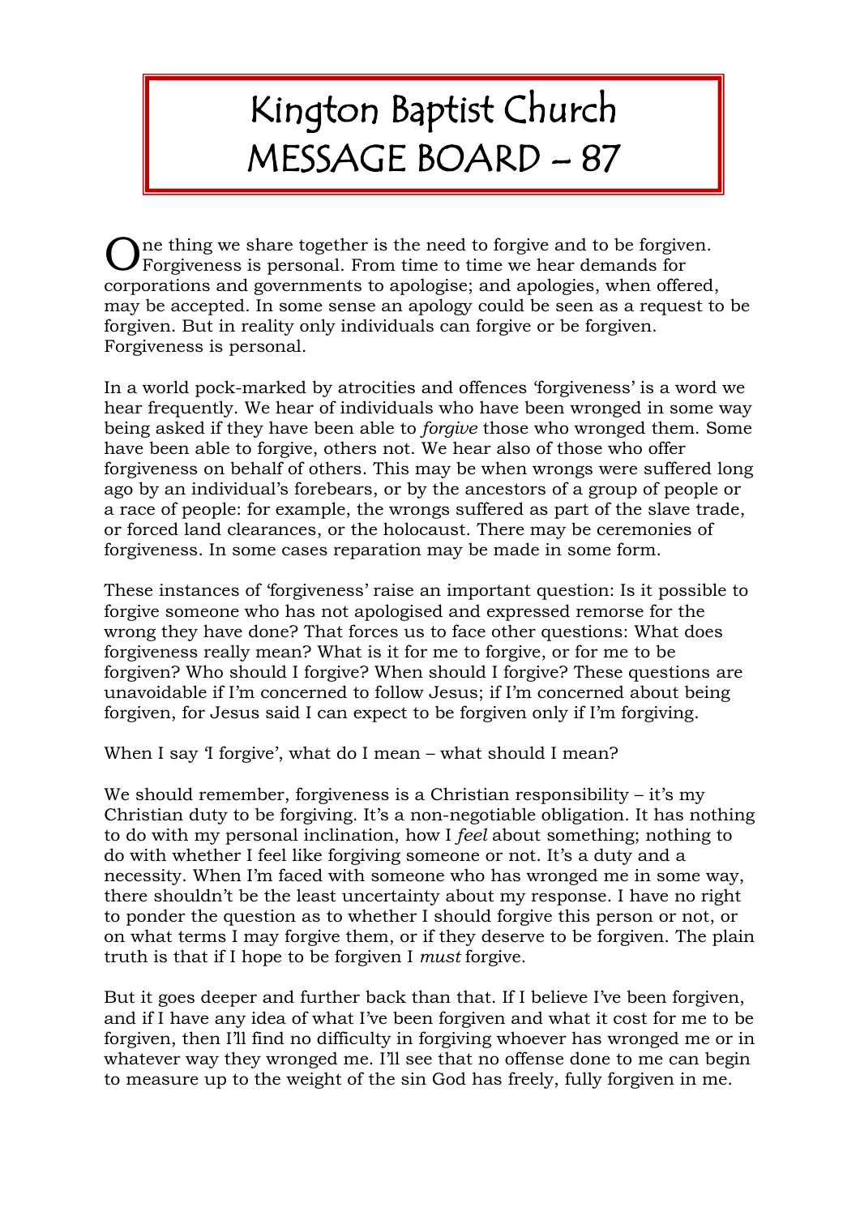# Kington Baptist Church MESSAGE BOARD – 87

One thing we share together is the need to forgive and to be forgiven. Forgiveness is personal. From time to time we hear demands for corporations and governments to apologise; and apologies, when offered, may be accepted. In some sense an apology could be seen as a request to be forgiven. But in reality only individuals can forgive or be forgiven. Forgiveness is personal.

In a world pock-marked by atrocities and offences 'forgiveness' is a word we hear frequently. We hear of individuals who have been wronged in some way being asked if they have been able to *forgive* those who wronged them. Some have been able to forgive, others not. We hear also of those who offer forgiveness on behalf of others. This may be when wrongs were suffered long ago by an individual's forebears, or by the ancestors of a group of people or a race of people: for example, the wrongs suffered as part of the slave trade, or forced land clearances, or the holocaust. There may be ceremonies of forgiveness. In some cases reparation may be made in some form.

These instances of 'forgiveness' raise an important question: Is it possible to forgive someone who has not apologised and expressed remorse for the wrong they have done? That forces us to face other questions: What does forgiveness really mean? What is it for me to forgive, or for me to be forgiven? Who should I forgive? When should I forgive? These questions are unavoidable if I'm concerned to follow Jesus; if I'm concerned about being forgiven, for Jesus said I can expect to be forgiven only if I'm forgiving.

When I say 'I forgive', what do I mean – what should I mean?

We should remember, forgiveness is a Christian responsibility – it's my Christian duty to be forgiving. It's a non-negotiable obligation. It has nothing to do with my personal inclination, how I *feel* about something; nothing to do with whether I feel like forgiving someone or not. It's a duty and a necessity. When I'm faced with someone who has wronged me in some way, there shouldn't be the least uncertainty about my response. I have no right to ponder the question as to whether I should forgive this person or not, or on what terms I may forgive them, or if they deserve to be forgiven. The plain truth is that if I hope to be forgiven I *must* forgive.

But it goes deeper and further back than that. If I believe I've been forgiven, and if I have any idea of what I've been forgiven and what it cost for me to be forgiven, then I'll find no difficulty in forgiving whoever has wronged me or in whatever way they wronged me. I'll see that no offense done to me can begin to measure up to the weight of the sin God has freely, fully forgiven in me.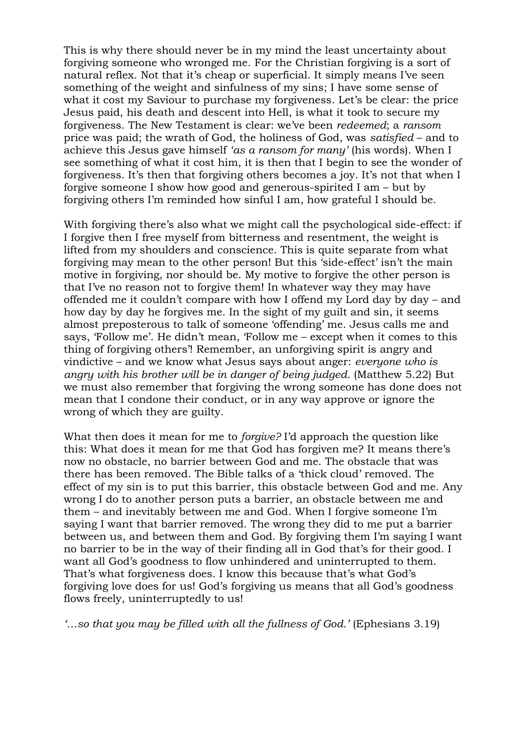This is why there should never be in my mind the least uncertainty about forgiving someone who wronged me. For the Christian forgiving is a sort of natural reflex. Not that it's cheap or superficial. It simply means I've seen something of the weight and sinfulness of my sins; I have some sense of what it cost my Saviour to purchase my forgiveness. Let's be clear: the price Jesus paid, his death and descent into Hell, is what it took to secure my forgiveness. The New Testament is clear: we've been *redeemed*; a *ransom* price was paid; the wrath of God, the holiness of God, was *satisfied* – and to achieve this Jesus gave himself *'as a ransom for many'* (his words). When I see something of what it cost him, it is then that I begin to see the wonder of forgiveness. It's then that forgiving others becomes a joy. It's not that when I forgive someone I show how good and generous-spirited I am – but by forgiving others I'm reminded how sinful I am, how grateful I should be.

With forgiving there's also what we might call the psychological side-effect: if I forgive then I free myself from bitterness and resentment, the weight is lifted from my shoulders and conscience. This is quite separate from what forgiving may mean to the other person! But this 'side-effect' isn't the main motive in forgiving, nor should be. My motive to forgive the other person is that I've no reason not to forgive them! In whatever way they may have offended me it couldn't compare with how I offend my Lord day by day – and how day by day he forgives me. In the sight of my guilt and sin, it seems almost preposterous to talk of someone 'offending' me. Jesus calls me and says, 'Follow me'. He didn't mean, 'Follow me – except when it comes to this thing of forgiving others'! Remember, an unforgiving spirit is angry and vindictive – and we know what Jesus says about anger: *everyone who is angry with his brother will be in danger of being judged.* (Matthew 5.22) But we must also remember that forgiving the wrong someone has done does not mean that I condone their conduct, or in any way approve or ignore the wrong of which they are guilty.

What then does it mean for me to *forgive?* I'd approach the question like this: What does it mean for me that God has forgiven me? It means there's now no obstacle, no barrier between God and me. The obstacle that was there has been removed. The Bible talks of a 'thick cloud' removed. The effect of my sin is to put this barrier, this obstacle between God and me. Any wrong I do to another person puts a barrier, an obstacle between me and them – and inevitably between me and God. When I forgive someone I'm saying I want that barrier removed. The wrong they did to me put a barrier between us, and between them and God. By forgiving them I'm saying I want no barrier to be in the way of their finding all in God that's for their good. I want all God's goodness to flow unhindered and uninterrupted to them. That's what forgiveness does. I know this because that's what God's forgiving love does for us! God's forgiving us means that all God's goodness flows freely, uninterruptedly to us!

*'…so that you may be filled with all the fullness of God.'* (Ephesians 3.19)